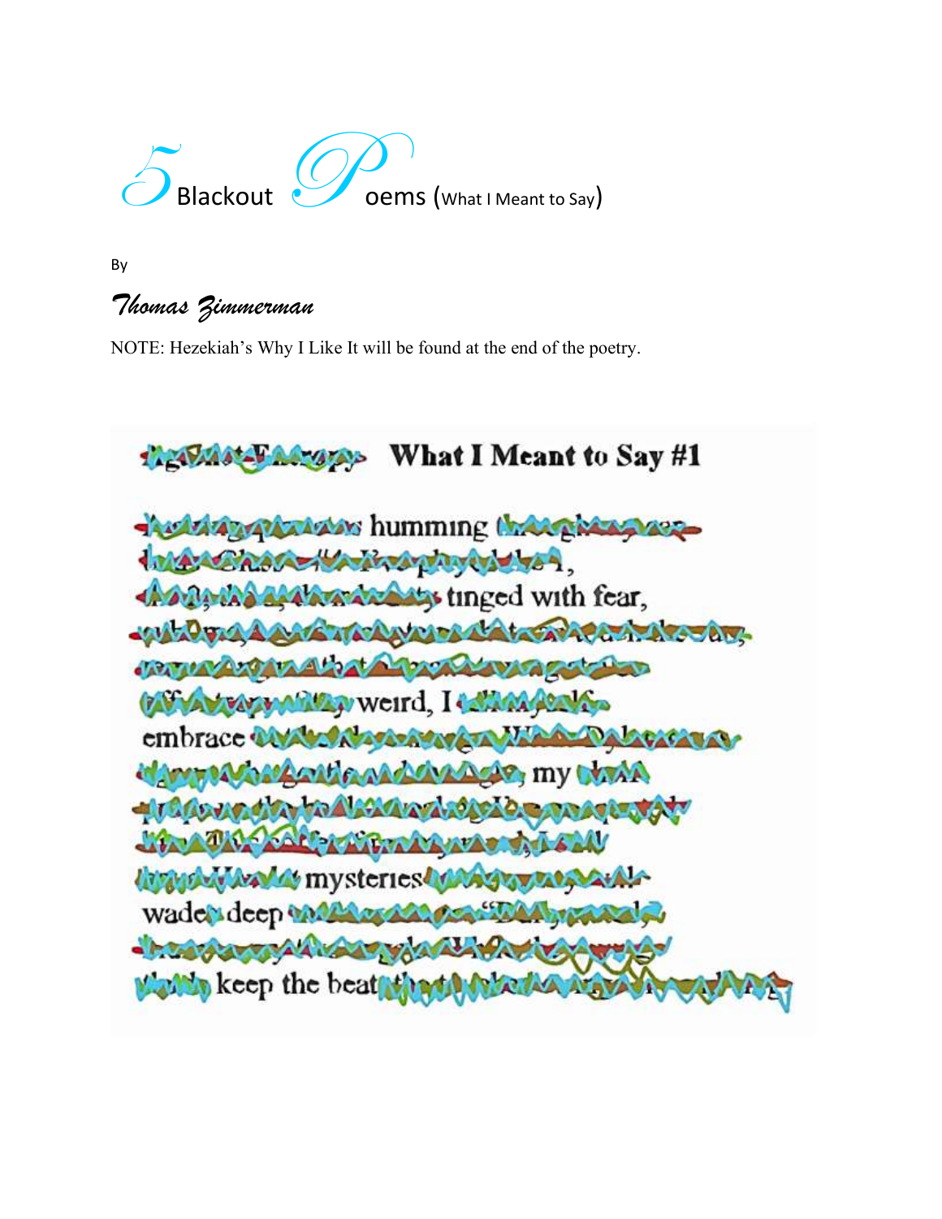# 5 Blackout Poems (What I Meant to Say)

By

*Thomas Zimmerman*

NOTE: Hezekiah's Why I Like It will be found at the end of the poetry.

## What I Meant to Say #1

humming
,
tinged with fear,

weird, I
embrace
my

mysteries
wades deep

keep the beat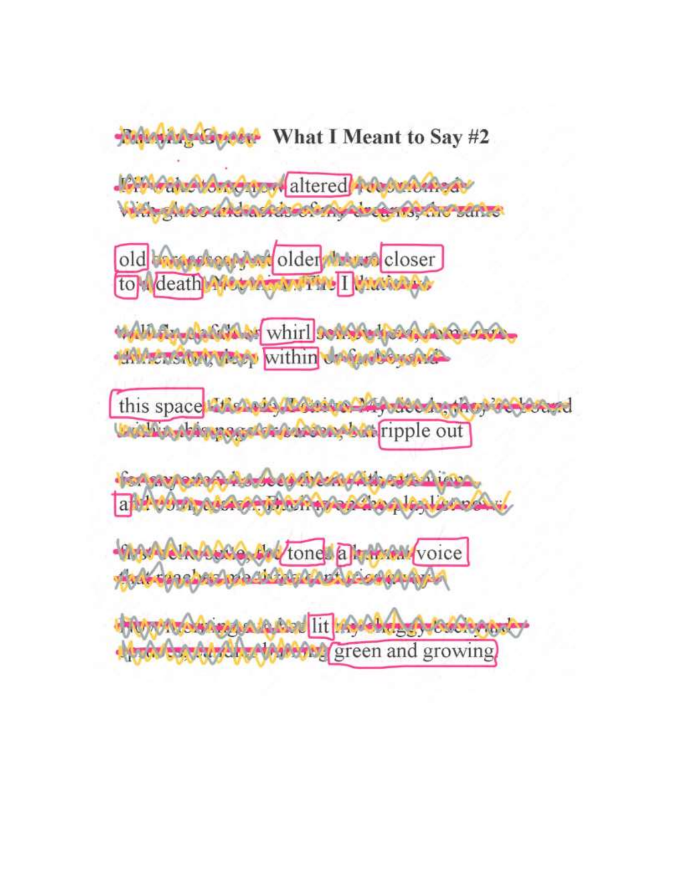# What I Meant to Say #2

altered

old older closer
to death I

whirl
within

this space
ripple out

a

tone a voice

lit
green and growing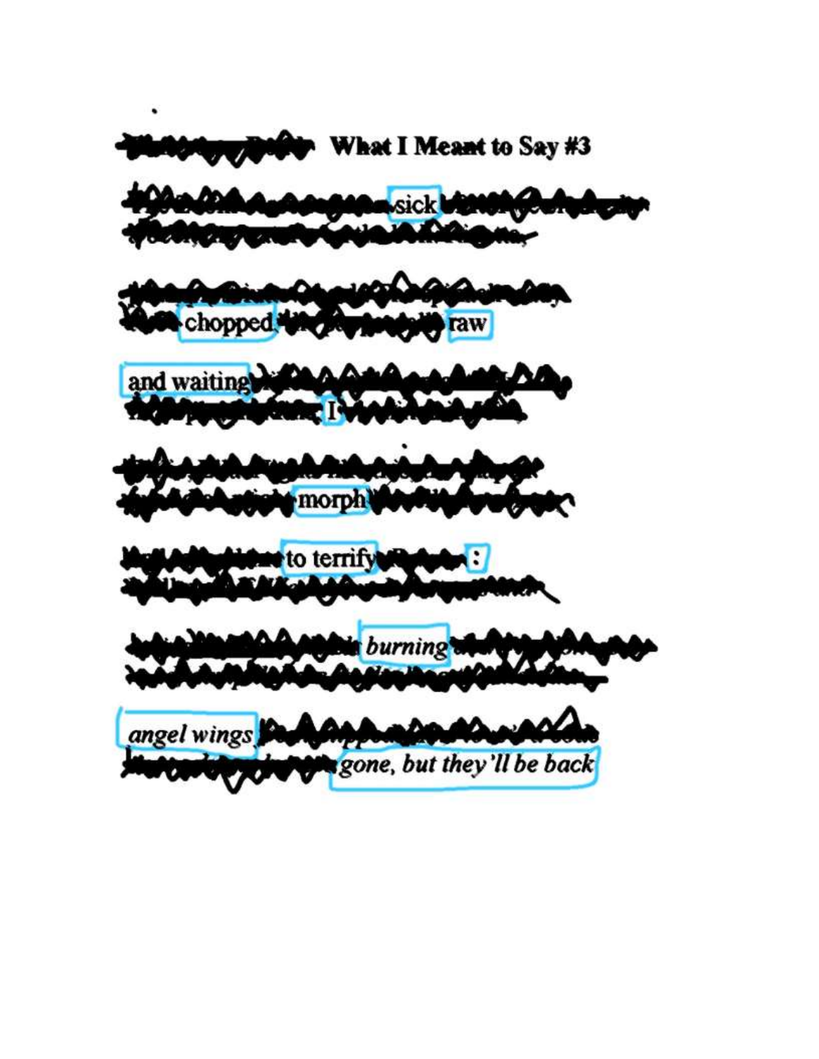## What I Meant to Say #3

sick

chopped raw

and waiting I

morph

to terrify :

*burning*

*angel wings*
*gone, but they'll be back*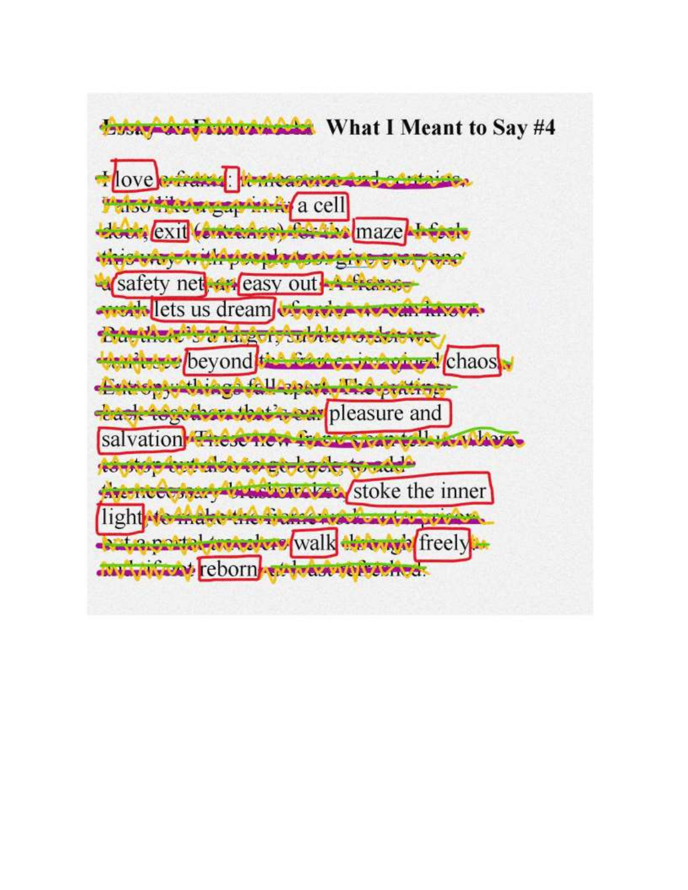# What I Meant to Say #4

love :
a cell
exit maze
safety net easy out
lets us dream
beyond chaos
pleasure and
salvation
stoke the inner
light
walk freely
reborn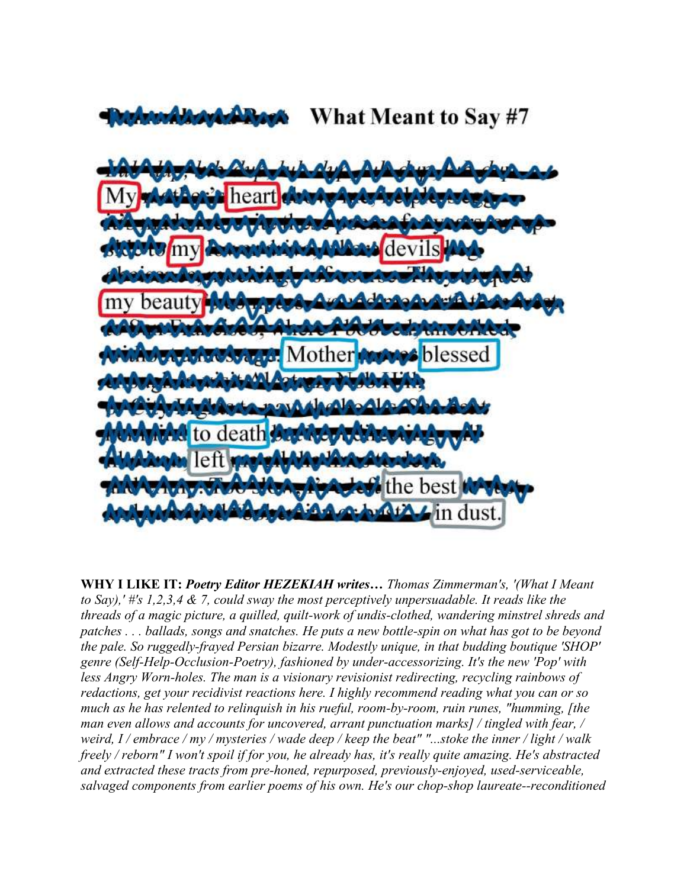## What Meant to Say #7

My heart

my devils

my beauty

Mother blessed

to death

left

the best

in dust.

**WHY I LIKE IT:** ***Poetry Editor HEZEKIAH writes…*** *Thomas Zimmerman's, '(What I Meant to Say),' #'s 1,2,3,4 & 7, could sway the most perceptively unpersuadable. It reads like the threads of a magic picture, a quilled, quilt-work of undis-clothed, wandering minstrel shreds and patches . . . ballads, songs and snatches. He puts a new bottle-spin on what has got to be beyond the pale. So ruggedly-frayed Persian bizarre. Modestly unique, in that budding boutique 'SHOP' genre (Self-Help-Occlusion-Poetry), fashioned by under-accessorizing. It's the new 'Pop' with less Angry Worn-holes. The man is a visionary revisionist redirecting, recycling rainbows of redactions, get your recidivist reactions here. I highly recommend reading what you can or so much as he has relented to relinquish in his rueful, room-by-room, ruin runes, "humming, [the man even allows and accounts for uncovered, arrant punctuation marks] / tingled with fear, / weird, I / embrace / my / mysteries / wade deep / keep the beat" "...stoke the inner / light / walk freely / reborn" I won't spoil if for you, he already has, it's really quite amazing. He's abstracted and extracted these tracts from pre-honed, repurposed, previously-enjoyed, used-serviceable, salvaged components from earlier poems of his own. He's our chop-shop laureate--reconditioned*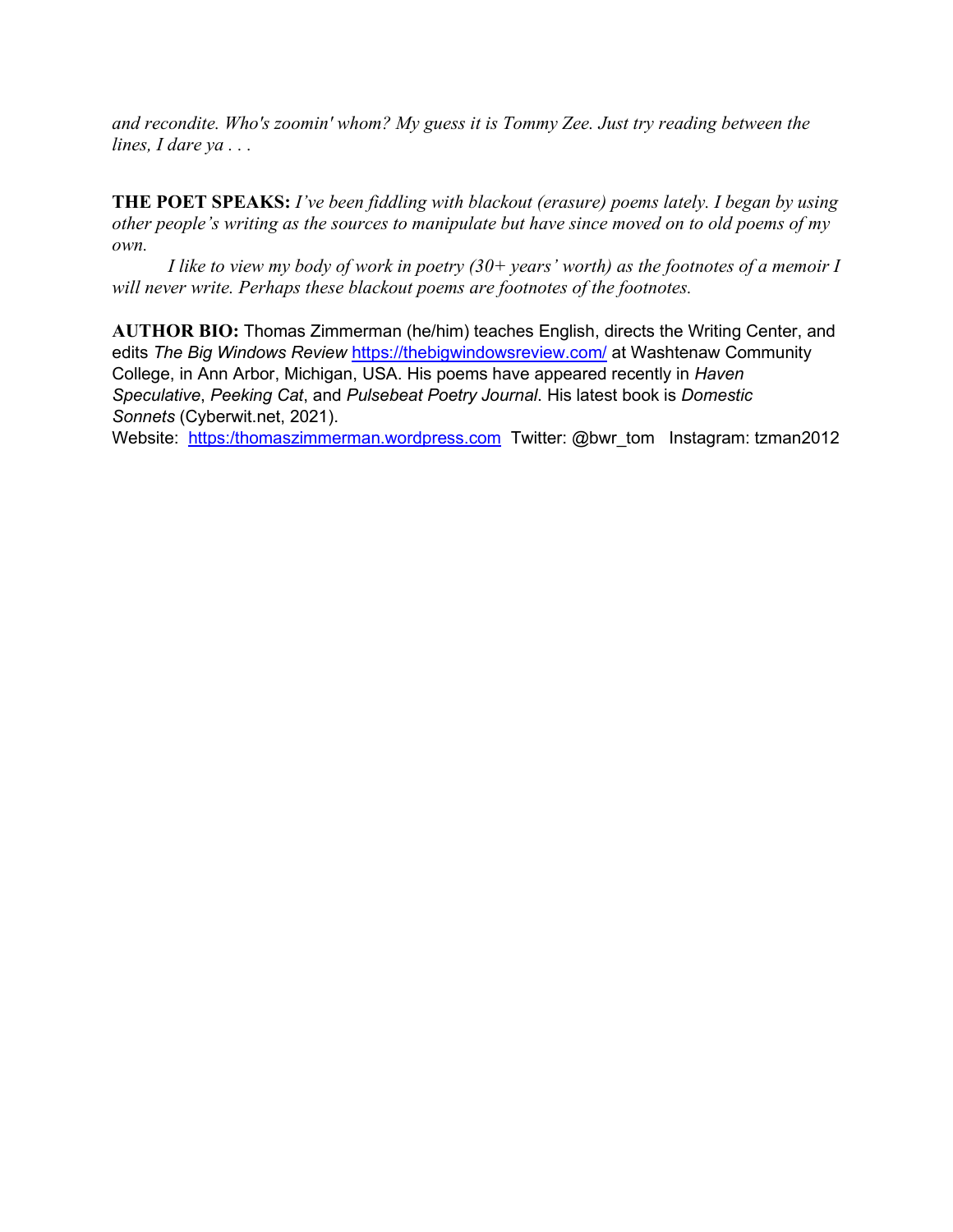*and recondite. Who's zoomin' whom? My guess it is Tommy Zee. Just try reading between the lines, I dare ya . . .*

**THE POET SPEAKS:** *I've been fiddling with blackout (erasure) poems lately. I began by using other people's writing as the sources to manipulate but have since moved on to old poems of my own.*

*I like to view my body of work in poetry (30+ years' worth) as the footnotes of a memoir I will never write. Perhaps these blackout poems are footnotes of the footnotes.*

**AUTHOR BIO:** Thomas Zimmerman (he/him) teaches English, directs the Writing Center, and edits *The Big Windows Review* https://thebigwindowsreview.com/ at Washtenaw Community College, in Ann Arbor, Michigan, USA. His poems have appeared recently in *Haven Speculative*, *Peeking Cat*, and *Pulsebeat Poetry Journal*. His latest book is *Domestic Sonnets* (Cyberwit.net, 2021).
Website: https:/thomaszimmerman.wordpress.com Twitter: @bwr_tom Instagram: tzman2012